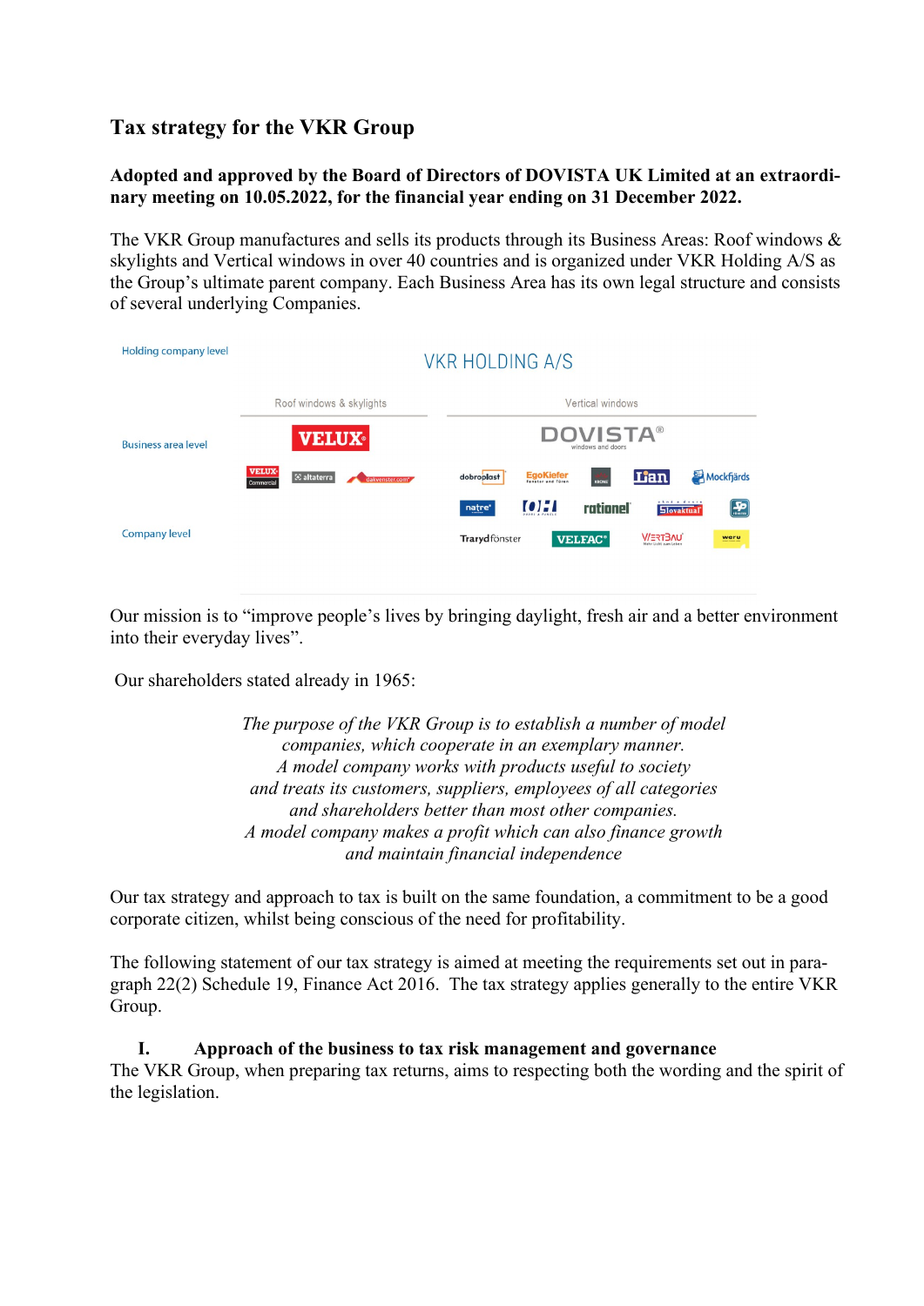## Tax strategy for the VKR Group

**Adopted and approved by the Board of Directors of DOVISTA UK Limited at an extraordinary meeting on 10.05.2022, for the financial year ending on 31 December 2022.**

The VKR Group manufactures and sells its products through its Business Areas: Roof windows & skylights and Vertical windows in over 40 countries and is organized under VKR Holding A/S as the Group's ultimate parent company. Each Business Area has its own legal structure and consists of several underlying Companies.

| | | |
|---|---|---|
| Holding company level | VKR HOLDING A/S | |
| | Roof windows & skylights | Vertical windows |
| Business area level | VELUX | DOVISTA windows and doors |
| Company level | VELUX Commercial, altaterra, dakvenster.com | dobroplast, EgoKiefer, Lian, Mockfjärds, natre, OH, rationel, Slovaktual, Trarydfönster, VELFAC, VIERTBAU, weru |

Our mission is to "improve people's lives by bringing daylight, fresh air and a better environment into their everyday lives".

Our shareholders stated already in 1965:

> *The purpose of the VKR Group is to establish a number of model companies, which cooperate in an exemplary manner.*
> *A model company works with products useful to society and treats its customers, suppliers, employees of all categories and shareholders better than most other companies.*
> *A model company makes a profit which can also finance growth and maintain financial independence*

Our tax strategy and approach to tax is built on the same foundation, a commitment to be a good corporate citizen, whilst being conscious of the need for profitability.

The following statement of our tax strategy is aimed at meeting the requirements set out in paragraph 22(2) Schedule 19, Finance Act 2016. The tax strategy applies generally to the entire VKR Group.

### I. Approach of the business to tax risk management and governance

The VKR Group, when preparing tax returns, aims to respecting both the wording and the spirit of the legislation.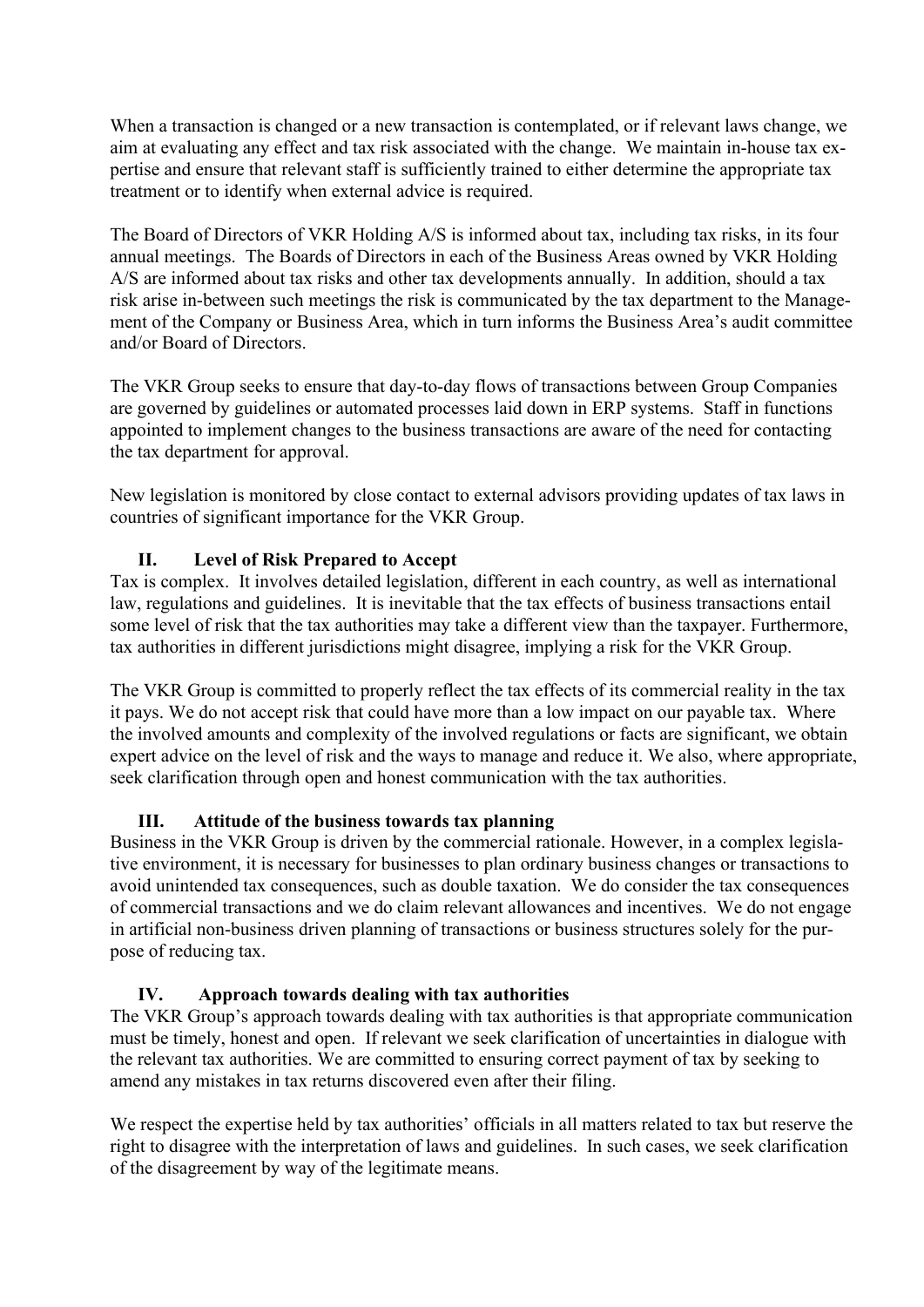When a transaction is changed or a new transaction is contemplated, or if relevant laws change, we aim at evaluating any effect and tax risk associated with the change. We maintain in-house tax expertise and ensure that relevant staff is sufficiently trained to either determine the appropriate tax treatment or to identify when external advice is required.

The Board of Directors of VKR Holding A/S is informed about tax, including tax risks, in its four annual meetings. The Boards of Directors in each of the Business Areas owned by VKR Holding A/S are informed about tax risks and other tax developments annually. In addition, should a tax risk arise in-between such meetings the risk is communicated by the tax department to the Management of the Company or Business Area, which in turn informs the Business Area's audit committee and/or Board of Directors.

The VKR Group seeks to ensure that day-to-day flows of transactions between Group Companies are governed by guidelines or automated processes laid down in ERP systems. Staff in functions appointed to implement changes to the business transactions are aware of the need for contacting the tax department for approval.

New legislation is monitored by close contact to external advisors providing updates of tax laws in countries of significant importance for the VKR Group.

## II. Level of Risk Prepared to Accept

Tax is complex. It involves detailed legislation, different in each country, as well as international law, regulations and guidelines. It is inevitable that the tax effects of business transactions entail some level of risk that the tax authorities may take a different view than the taxpayer. Furthermore, tax authorities in different jurisdictions might disagree, implying a risk for the VKR Group.

The VKR Group is committed to properly reflect the tax effects of its commercial reality in the tax it pays. We do not accept risk that could have more than a low impact on our payable tax. Where the involved amounts and complexity of the involved regulations or facts are significant, we obtain expert advice on the level of risk and the ways to manage and reduce it. We also, where appropriate, seek clarification through open and honest communication with the tax authorities.

## III. Attitude of the business towards tax planning

Business in the VKR Group is driven by the commercial rationale. However, in a complex legislative environment, it is necessary for businesses to plan ordinary business changes or transactions to avoid unintended tax consequences, such as double taxation. We do consider the tax consequences of commercial transactions and we do claim relevant allowances and incentives. We do not engage in artificial non-business driven planning of transactions or business structures solely for the purpose of reducing tax.

## IV. Approach towards dealing with tax authorities

The VKR Group's approach towards dealing with tax authorities is that appropriate communication must be timely, honest and open. If relevant we seek clarification of uncertainties in dialogue with the relevant tax authorities. We are committed to ensuring correct payment of tax by seeking to amend any mistakes in tax returns discovered even after their filing.

We respect the expertise held by tax authorities' officials in all matters related to tax but reserve the right to disagree with the interpretation of laws and guidelines. In such cases, we seek clarification of the disagreement by way of the legitimate means.